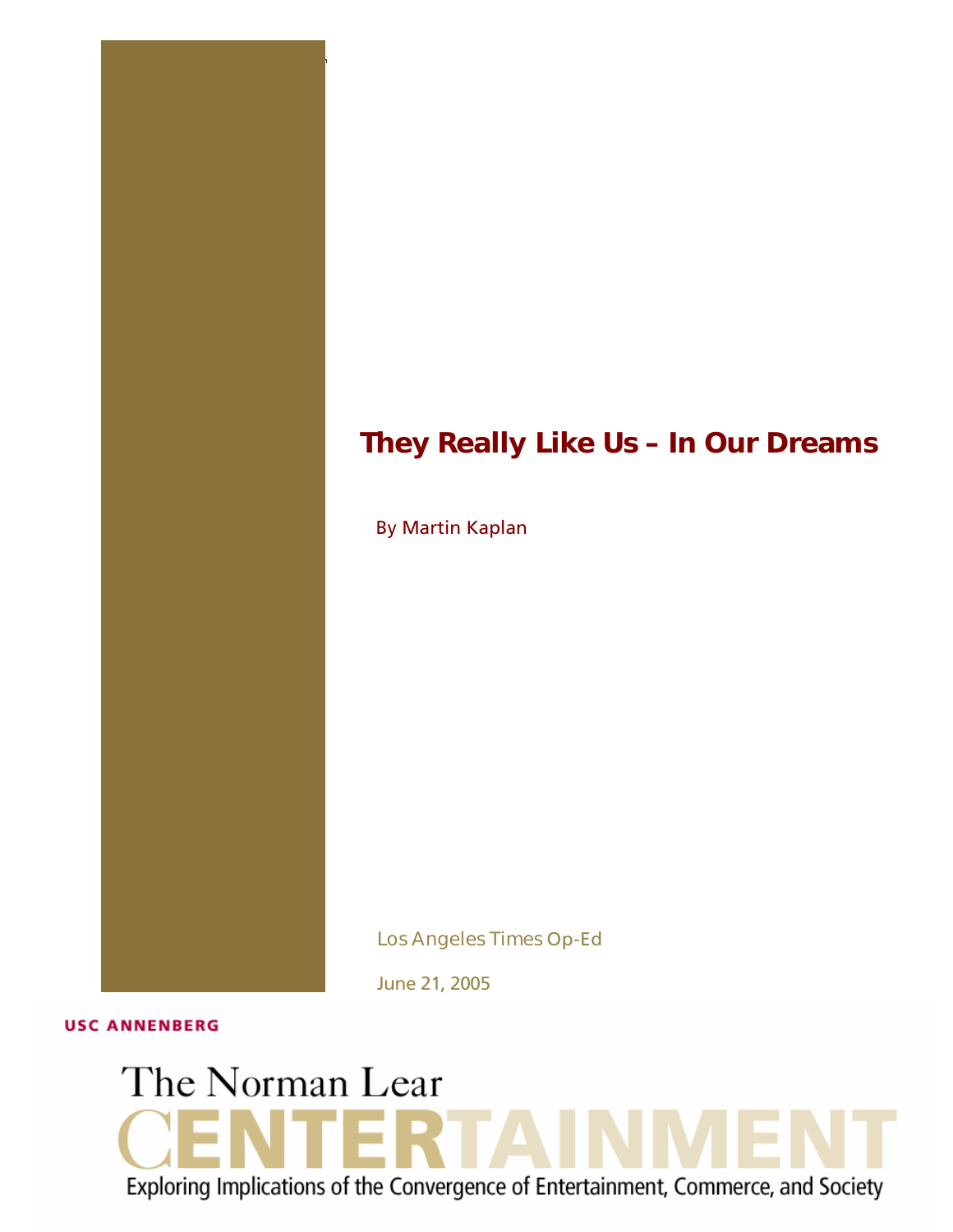# They Really Like Us – In Our Dreams

By Martin Kaplan

Los Angeles Times Op-Ed

June 21, 2005

USC ANNENBERG

The Norman Lear CENTERTAINMENT

Exploring Implications of the Convergence of Entertainment, Commerce, and Society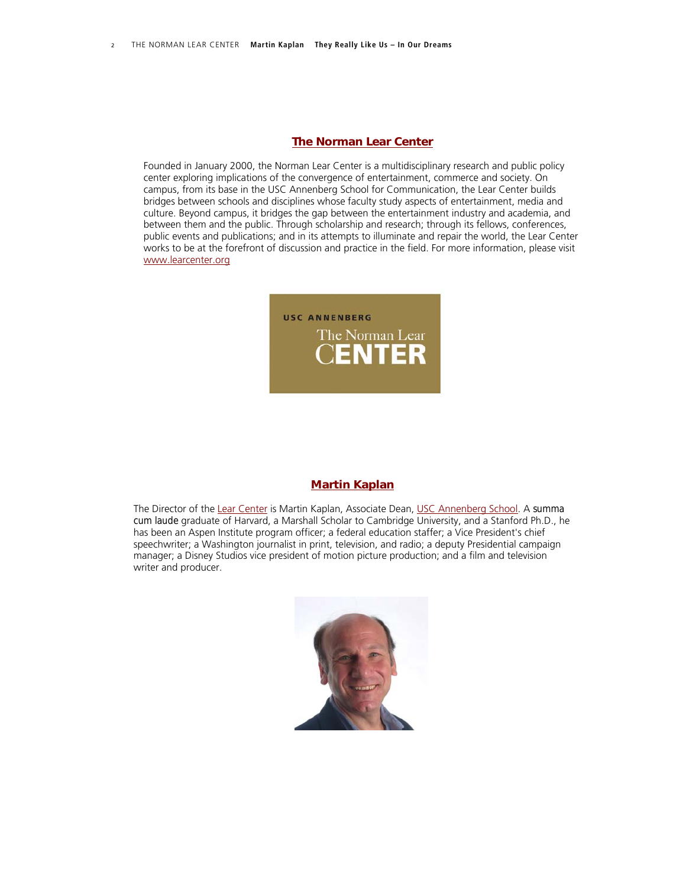## The Norman Lear Center

Founded in January 2000, the Norman Lear Center is a multidisciplinary research and public policy center exploring implications of the convergence of entertainment, commerce and society. On campus, from its base in the USC Annenberg School for Communication, the Lear Center builds bridges between schools and disciplines whose faculty study aspects of entertainment, media and culture. Beyond campus, it bridges the gap between the entertainment industry and academia, and between them and the public. Through scholarship and research; through its fellows, conferences, public events and publications; and in its attempts to illuminate and repair the world, the Lear Center works to be at the forefront of discussion and practice in the field. For more information, please visit www.learcenter.org

## Martin Kaplan

The Director of the Lear Center is Martin Kaplan, Associate Dean, USC Annenberg School. A summa cum laude graduate of Harvard, a Marshall Scholar to Cambridge University, and a Stanford Ph.D., he has been an Aspen Institute program officer; a federal education staffer; a Vice President's chief speechwriter; a Washington journalist in print, television, and radio; a deputy Presidential campaign manager; a Disney Studios vice president of motion picture production; and a film and television writer and producer.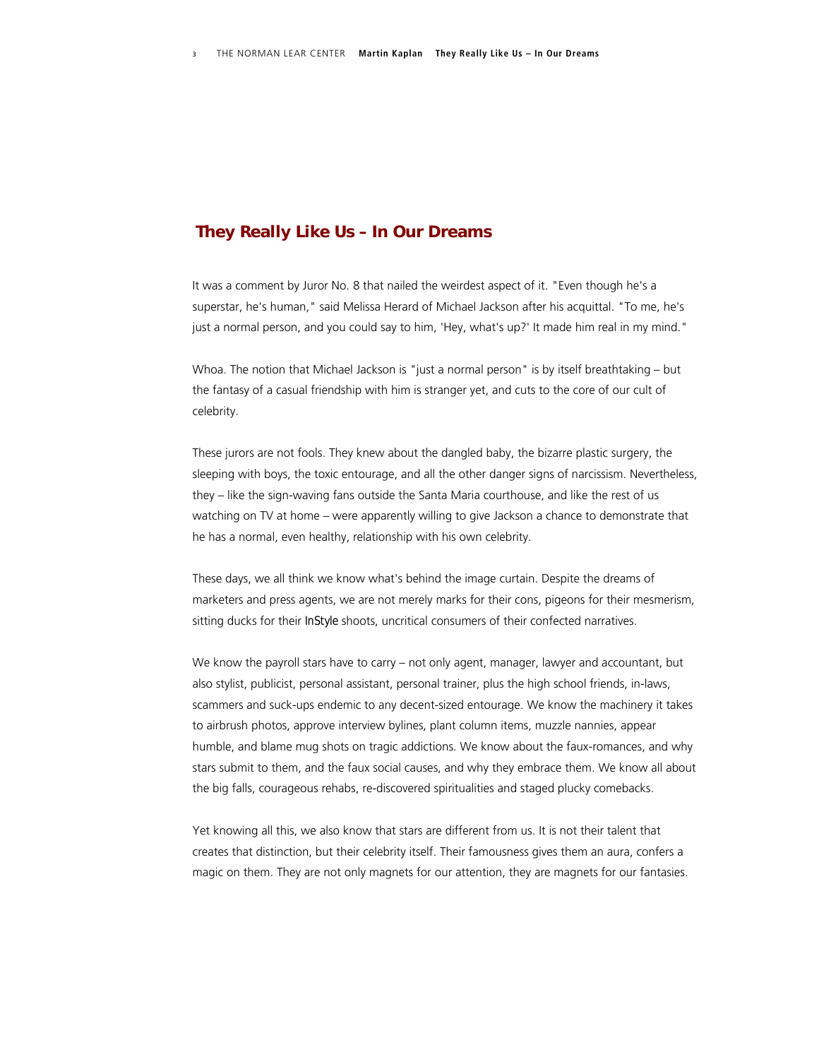## They Really Like Us – In Our Dreams

It was a comment by Juror No. 8 that nailed the weirdest aspect of it. "Even though he's a superstar, he's human," said Melissa Herard of Michael Jackson after his acquittal. "To me, he's just a normal person, and you could say to him, 'Hey, what's up?' It made him real in my mind."

Whoa. The notion that Michael Jackson is "just a normal person" is by itself breathtaking – but the fantasy of a casual friendship with him is stranger yet, and cuts to the core of our cult of celebrity.

These jurors are not fools. They knew about the dangled baby, the bizarre plastic surgery, the sleeping with boys, the toxic entourage, and all the other danger signs of narcissism. Nevertheless, they – like the sign-waving fans outside the Santa Maria courthouse, and like the rest of us watching on TV at home – were apparently willing to give Jackson a chance to demonstrate that he has a normal, even healthy, relationship with his own celebrity.

These days, we all think we know what's behind the image curtain. Despite the dreams of marketers and press agents, we are not merely marks for their cons, pigeons for their mesmerism, sitting ducks for their *InStyle* shoots, uncritical consumers of their confected narratives.

We know the payroll stars have to carry – not only agent, manager, lawyer and accountant, but also stylist, publicist, personal assistant, personal trainer, plus the high school friends, in-laws, scammers and suck-ups endemic to any decent-sized entourage. We know the machinery it takes to airbrush photos, approve interview bylines, plant column items, muzzle nannies, appear humble, and blame mug shots on tragic addictions. We know about the faux-romances, and why stars submit to them, and the faux social causes, and why they embrace them. We know all about the big falls, courageous rehabs, re-discovered spiritualities and staged plucky comebacks.

Yet knowing all this, we also know that stars are different from us. It is not their talent that creates that distinction, but their celebrity itself. Their famousness gives them an aura, confers a magic on them. They are not only magnets for our attention, they are magnets for our fantasies.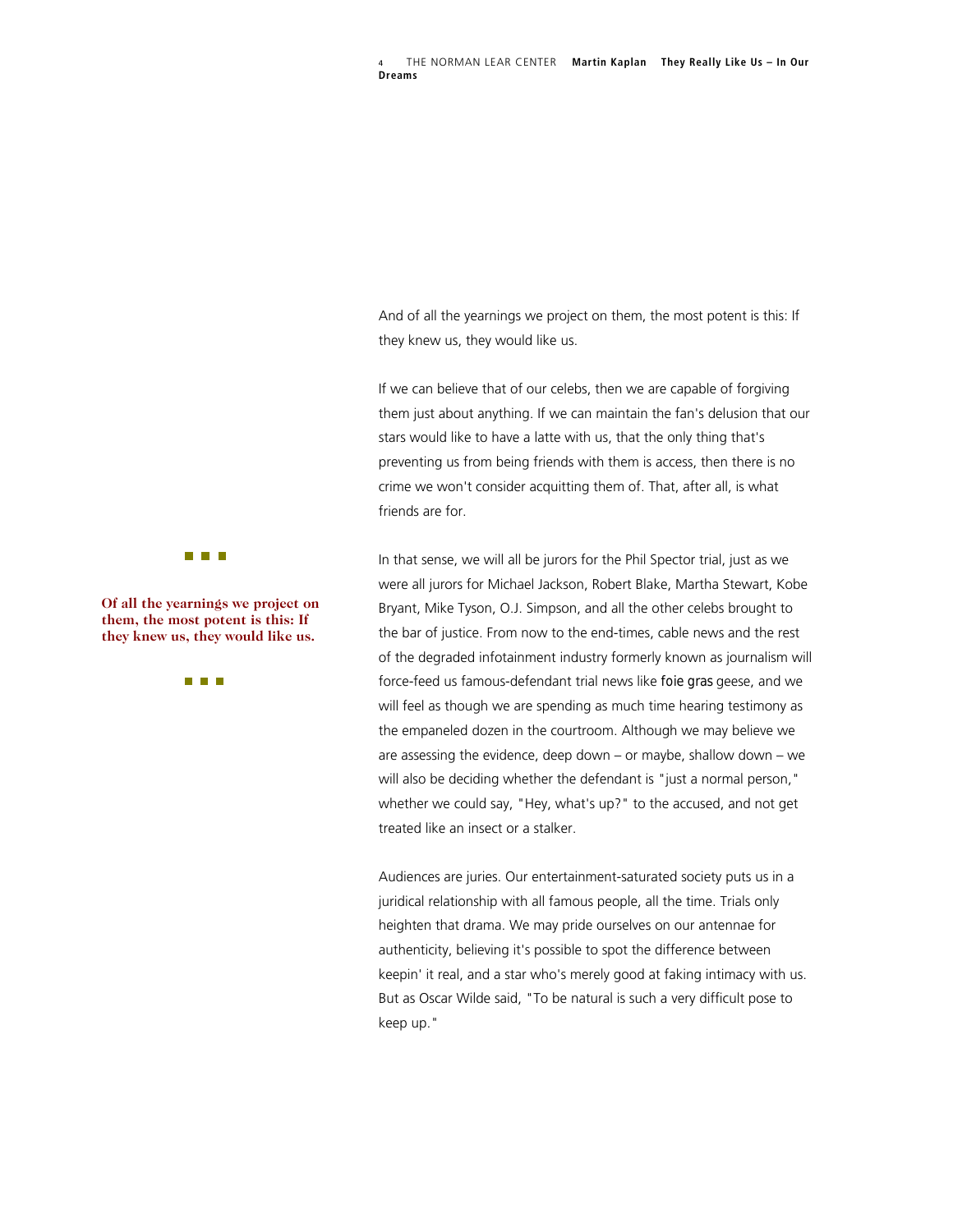And of all the yearnings we project on them, the most potent is this: If they knew us, they would like us.

If we can believe that of our celebs, then we are capable of forgiving them just about anything. If we can maintain the fan's delusion that our stars would like to have a latte with us, that the only thing that's preventing us from being friends with them is access, then there is no crime we won't consider acquitting them of. That, after all, is what friends are for.

**Of all the yearnings we project on them, the most potent is this: If they knew us, they would like us.**

In that sense, we will all be jurors for the Phil Spector trial, just as we were all jurors for Michael Jackson, Robert Blake, Martha Stewart, Kobe Bryant, Mike Tyson, O.J. Simpson, and all the other celebs brought to the bar of justice. From now to the end-times, cable news and the rest of the degraded infotainment industry formerly known as journalism will force-feed us famous-defendant trial news like foie gras geese, and we will feel as though we are spending as much time hearing testimony as the empaneled dozen in the courtroom. Although we may believe we are assessing the evidence, deep down – or maybe, shallow down – we will also be deciding whether the defendant is "just a normal person," whether we could say, "Hey, what's up?" to the accused, and not get treated like an insect or a stalker.

Audiences are juries. Our entertainment-saturated society puts us in a juridical relationship with all famous people, all the time. Trials only heighten that drama. We may pride ourselves on our antennae for authenticity, believing it's possible to spot the difference between keepin' it real, and a star who's merely good at faking intimacy with us. But as Oscar Wilde said, "To be natural is such a very difficult pose to keep up."